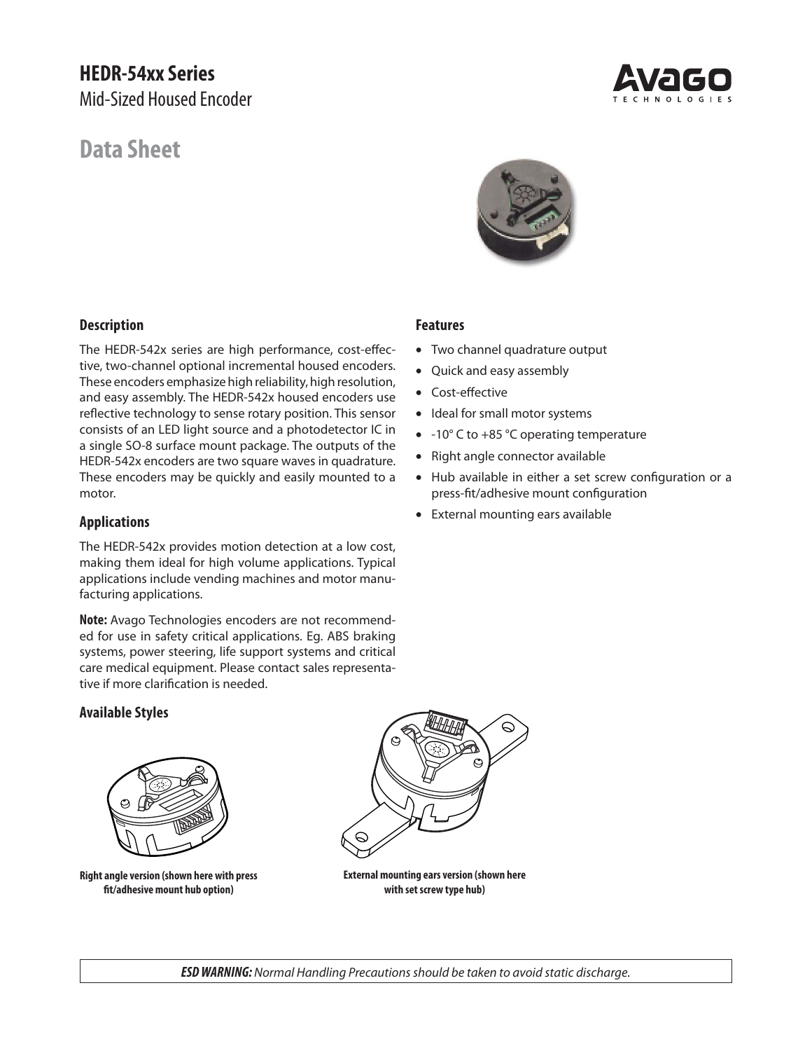# HEDR-54xx Series

Mid-Sized Housed Encoder

## Data Sheet

### Description

The HEDR-542x series are high performance, cost-effective, two-channel optional incremental housed encoders. These encoders emphasize high reliability, high resolution, and easy assembly. The HEDR-542x housed encoders use reflective technology to sense rotary position. This sensor consists of an LED light source and a photodetector IC in a single SO-8 surface mount package. The outputs of the HEDR-542x encoders are two square waves in quadrature. These encoders may be quickly and easily mounted to a motor.

### Applications

The HEDR-542x provides motion detection at a low cost, making them ideal for high volume applications. Typical applications include vending machines and motor manufacturing applications.

**Note:** Avago Technologies encoders are not recommended for use in safety critical applications. Eg. ABS braking systems, power steering, life support systems and critical care medical equipment. Please contact sales representative if more clarification is needed.

### Features

- Two channel quadrature output
- Quick and easy assembly
- Cost-effective
- Ideal for small motor systems
- -10° C to +85 °C operating temperature
- Right angle connector available
- Hub available in either a set screw configuration or a press-fit/adhesive mount configuration
- External mounting ears available

### Available Styles

**Right angle version (shown here with press fit/adhesive mount hub option)**

**External mounting ears version (shown here with set screw type hub)**

***ESD WARNING:*** *Normal Handling Precautions should be taken to avoid static discharge.*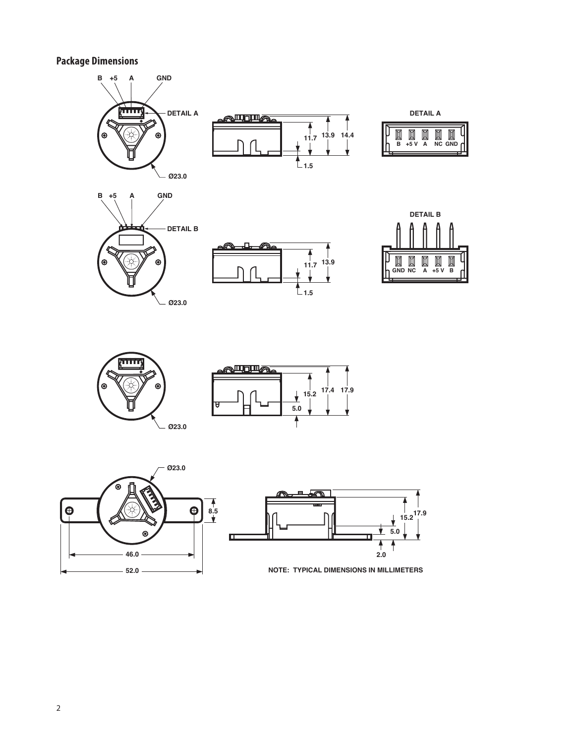## Package Dimensions

NOTE: TYPICAL DIMENSIONS IN MILLIMETERS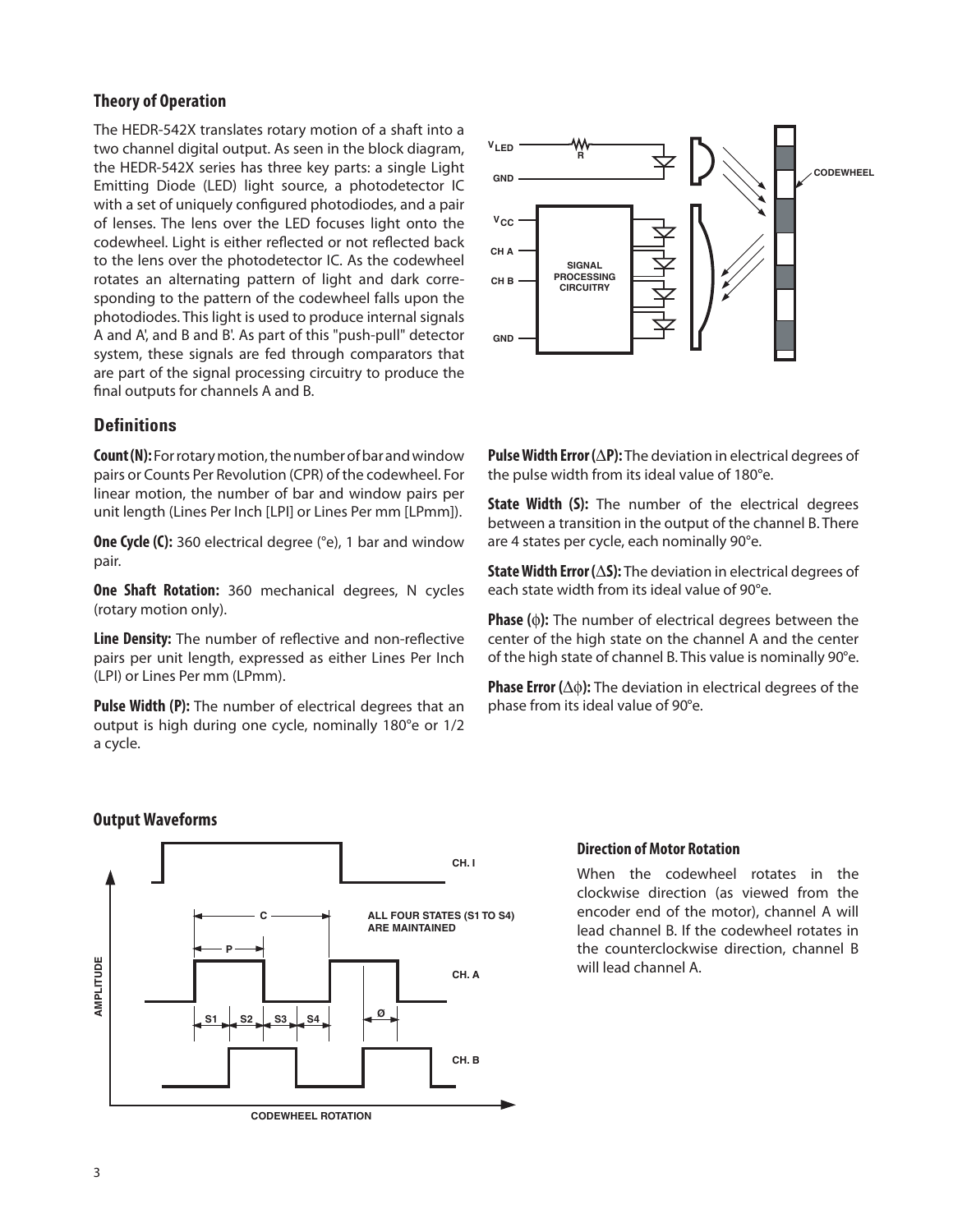## Theory of Operation

The HEDR-542X translates rotary motion of a shaft into a two channel digital output. As seen in the block diagram, the HEDR-542X series has three key parts: a single Light Emitting Diode (LED) light source, a photodetector IC with a set of uniquely configured photodiodes, and a pair of lenses. The lens over the LED focuses light onto the codewheel. Light is either reflected or not reflected back to the lens over the photodetector IC. As the codewheel rotates an alternating pattern of light and dark corresponding to the pattern of the codewheel falls upon the photodiodes. This light is used to produce internal signals A and A', and B and B'. As part of this "push-pull" detector system, these signals are fed through comparators that are part of the signal processing circuitry to produce the final outputs for channels A and B.

## Definitions

**Count (N):** For rotary motion, the number of bar and window pairs or Counts Per Revolution (CPR) of the codewheel. For linear motion, the number of bar and window pairs per unit length (Lines Per Inch [LPI] or Lines Per mm [LPmm]).

**One Cycle (C):** 360 electrical degree (°e), 1 bar and window pair.

**One Shaft Rotation:** 360 mechanical degrees, N cycles (rotary motion only).

**Line Density:** The number of reflective and non-reflective pairs per unit length, expressed as either Lines Per Inch (LPI) or Lines Per mm (LPmm).

**Pulse Width (P):** The number of electrical degrees that an output is high during one cycle, nominally 180°e or 1/2 a cycle.

**Pulse Width Error ($\Delta$P):** The deviation in electrical degrees of the pulse width from its ideal value of 180°e.

**State Width (S):** The number of the electrical degrees between a transition in the output of the channel B. There are 4 states per cycle, each nominally 90°e.

**State Width Error ($\Delta$S):** The deviation in electrical degrees of each state width from its ideal value of 90°e.

**Phase ($\phi$):** The number of electrical degrees between the center of the high state on the channel A and the center of the high state of channel B. This value is nominally 90°e.

**Phase Error ($\Delta\phi$):** The deviation in electrical degrees of the phase from its ideal value of 90°e.

## Output Waveforms

### Direction of Motor Rotation

When the codewheel rotates in the clockwise direction (as viewed from the encoder end of the motor), channel A will lead channel B. If the codewheel rotates in the counterclockwise direction, channel B will lead channel A.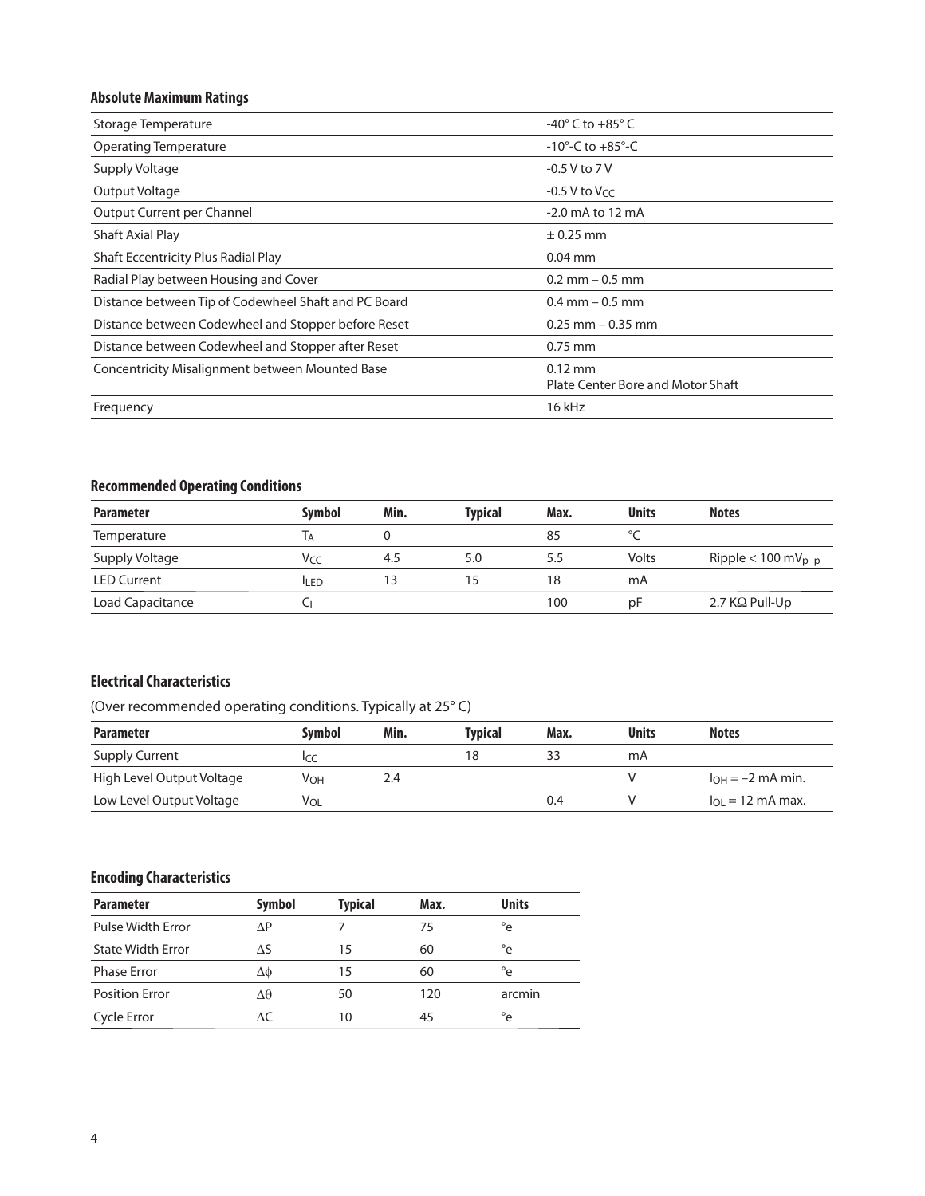### Absolute Maximum Ratings

| | |
|---|---|
| Storage Temperature | -40° C to +85° C |
| Operating Temperature | -10°-C to +85°-C |
| Supply Voltage | -0.5 V to 7 V |
| Output Voltage | -0.5 V to $V_{CC}$ |
| Output Current per Channel | -2.0 mA to 12 mA |
| Shaft Axial Play | ± 0.25 mm |
| Shaft Eccentricity Plus Radial Play | 0.04 mm |
| Radial Play between Housing and Cover | 0.2 mm – 0.5 mm |
| Distance between Tip of Codewheel Shaft and PC Board | 0.4 mm – 0.5 mm |
| Distance between Codewheel and Stopper before Reset | 0.25 mm – 0.35 mm |
| Distance between Codewheel and Stopper after Reset | 0.75 mm |
| Concentricity Misalignment between Mounted Base | 0.12 mm Plate Center Bore and Motor Shaft |
| Frequency | 16 kHz |

### Recommended Operating Conditions

| Parameter | Symbol | Min. | Typical | Max. | Units | Notes |
|---|---|---|---|---|---|---|
| Temperature | $T_A$ | 0 | | 85 | °C | |
| Supply Voltage | $V_{CC}$ | 4.5 | 5.0 | 5.5 | Volts | Ripple < 100 $mV_{p-p}$ |
| LED Current | $I_{LED}$ | 13 | 15 | 18 | mA | |
| Load Capacitance | $C_L$ | | | 100 | pF | 2.7 KΩ Pull-Up |

### Electrical Characteristics

(Over recommended operating conditions. Typically at 25° C)

| Parameter | Symbol | Min. | Typical | Max. | Units | Notes |
|---|---|---|---|---|---|---|
| Supply Current | $I_{CC}$ | | 18 | 33 | mA | |
| High Level Output Voltage | $V_{OH}$ | 2.4 | | | V | $I_{OH} = -2$ mA min. |
| Low Level Output Voltage | $V_{OL}$ | | | 0.4 | V | $I_{OL} = 12$ mA max. |

### Encoding Characteristics

| Parameter | Symbol | Typical | Max. | Units |
|---|---|---|---|---|
| Pulse Width Error | $\Delta P$ | 7 | 75 | °e |
| State Width Error | $\Delta S$ | 15 | 60 | °e |
| Phase Error | $\Delta\phi$ | 15 | 60 | °e |
| Position Error | $\Delta\theta$ | 50 | 120 | arcmin |
| Cycle Error | $\Delta C$ | 10 | 45 | °e |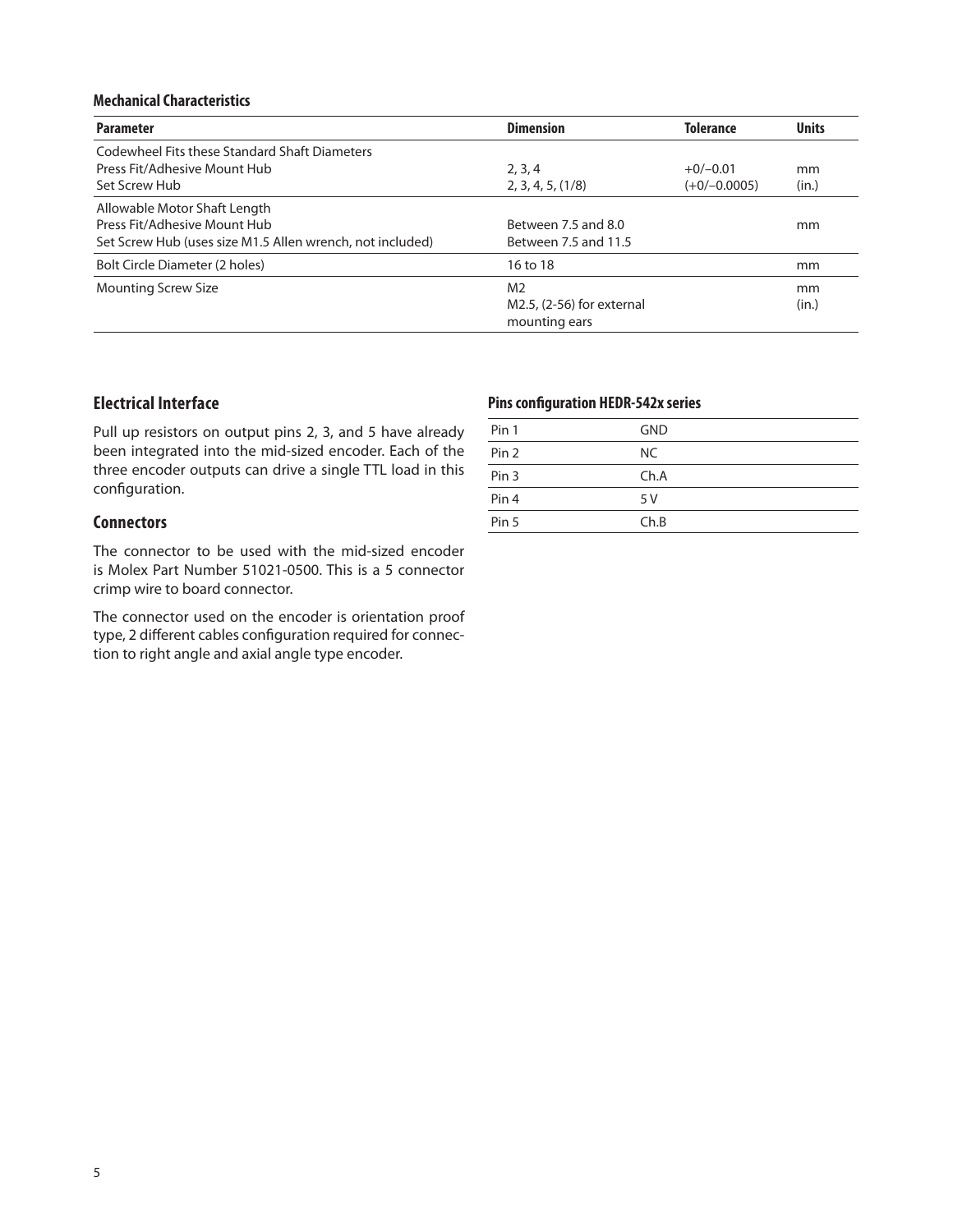**Mechanical Characteristics**

| Parameter | Dimension | Tolerance | Units |
|---|---|---|---|
| Codewheel Fits these Standard Shaft Diameters<br>Press Fit/Adhesive Mount Hub<br>Set Screw Hub | <br>2, 3, 4<br>2, 3, 4, 5, (1/8) | <br>+0/–0.01<br>(+0/–0.0005) | <br>mm<br>(in.) |
| Allowable Motor Shaft Length<br>Press Fit/Adhesive Mount Hub<br>Set Screw Hub (uses size M1.5 Allen wrench, not included) | <br>Between 7.5 and 8.0<br>Between 7.5 and 11.5 | | <br>mm |
| Bolt Circle Diameter (2 holes) | 16 to 18 | | mm |
| Mounting Screw Size | M2<br>M2.5, (2-56) for external mounting ears | | mm<br>(in.) |

## Electrical Interface

Pull up resistors on output pins 2, 3, and 5 have already been integrated into the mid-sized encoder. Each of the three encoder outputs can drive a single TTL load in this configuration.

## Connectors

The connector to be used with the mid-sized encoder is Molex Part Number 51021-0500. This is a 5 connector crimp wire to board connector.

The connector used on the encoder is orientation proof type, 2 different cables configuration required for connection to right angle and axial angle type encoder.

**Pins configuration HEDR-542x series**

| | |
|---|---|
| Pin 1 | GND |
| Pin 2 | NC |
| Pin 3 | Ch.A |
| Pin 4 | 5 V |
| Pin 5 | Ch.B |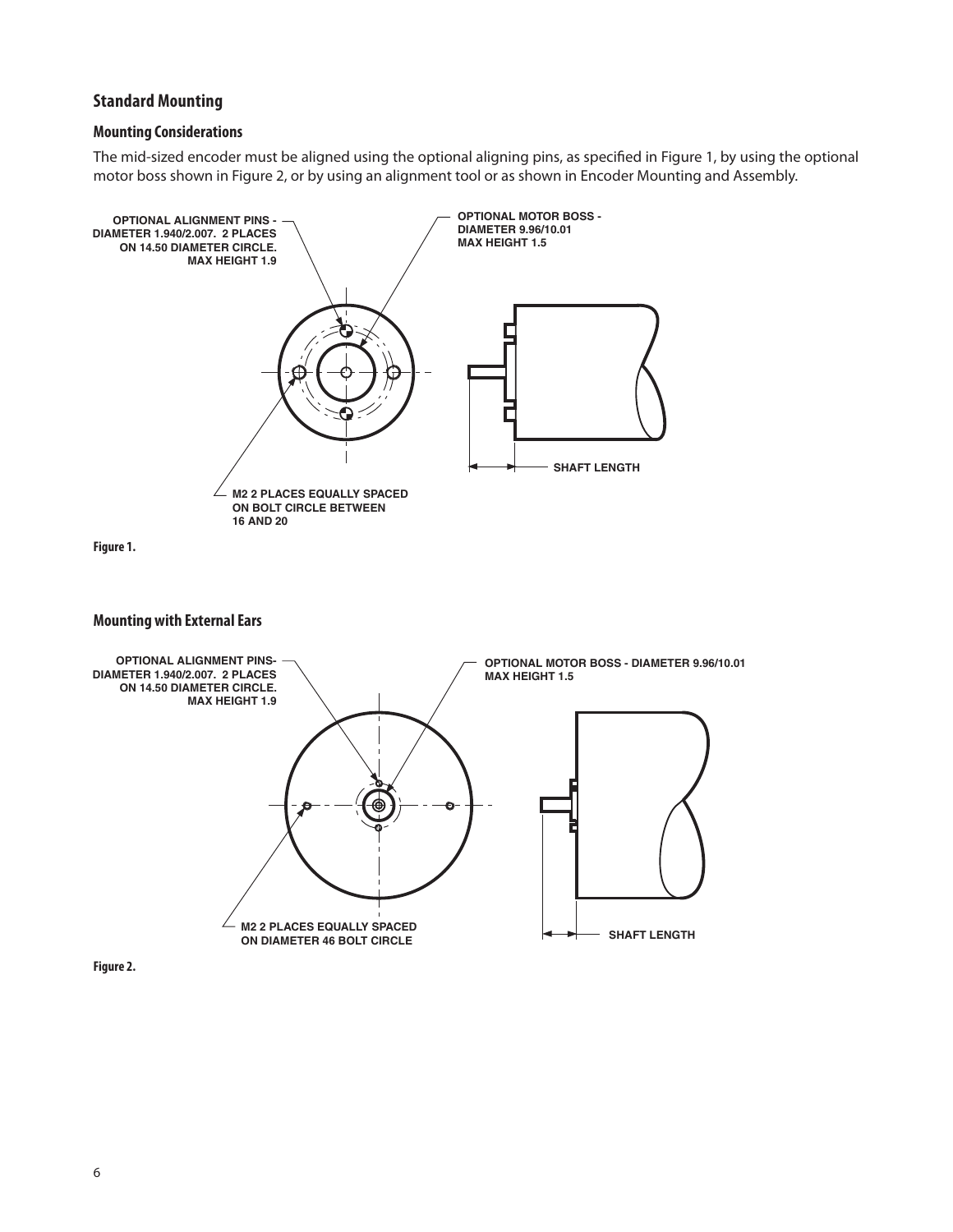## Standard Mounting

### Mounting Considerations

The mid-sized encoder must be aligned using the optional aligning pins, as specified in Figure 1, by using the optional motor boss shown in Figure 2, or by using an alignment tool or as shown in Encoder Mounting and Assembly.

OPTIONAL ALIGNMENT PINS - DIAMETER 1.940/2.007. 2 PLACES ON 14.50 DIAMETER CIRCLE. MAX HEIGHT 1.9

OPTIONAL MOTOR BOSS - DIAMETER 9.96/10.01 MAX HEIGHT 1.5

SHAFT LENGTH

M2 2 PLACES EQUALLY SPACED ON BOLT CIRCLE BETWEEN 16 AND 20

**Figure 1.**

### Mounting with External Ears

OPTIONAL ALIGNMENT PINS- DIAMETER 1.940/2.007. 2 PLACES ON 14.50 DIAMETER CIRCLE. MAX HEIGHT 1.9

OPTIONAL MOTOR BOSS - DIAMETER 9.96/10.01 MAX HEIGHT 1.5

M2 2 PLACES EQUALLY SPACED ON DIAMETER 46 BOLT CIRCLE

SHAFT LENGTH

**Figure 2.**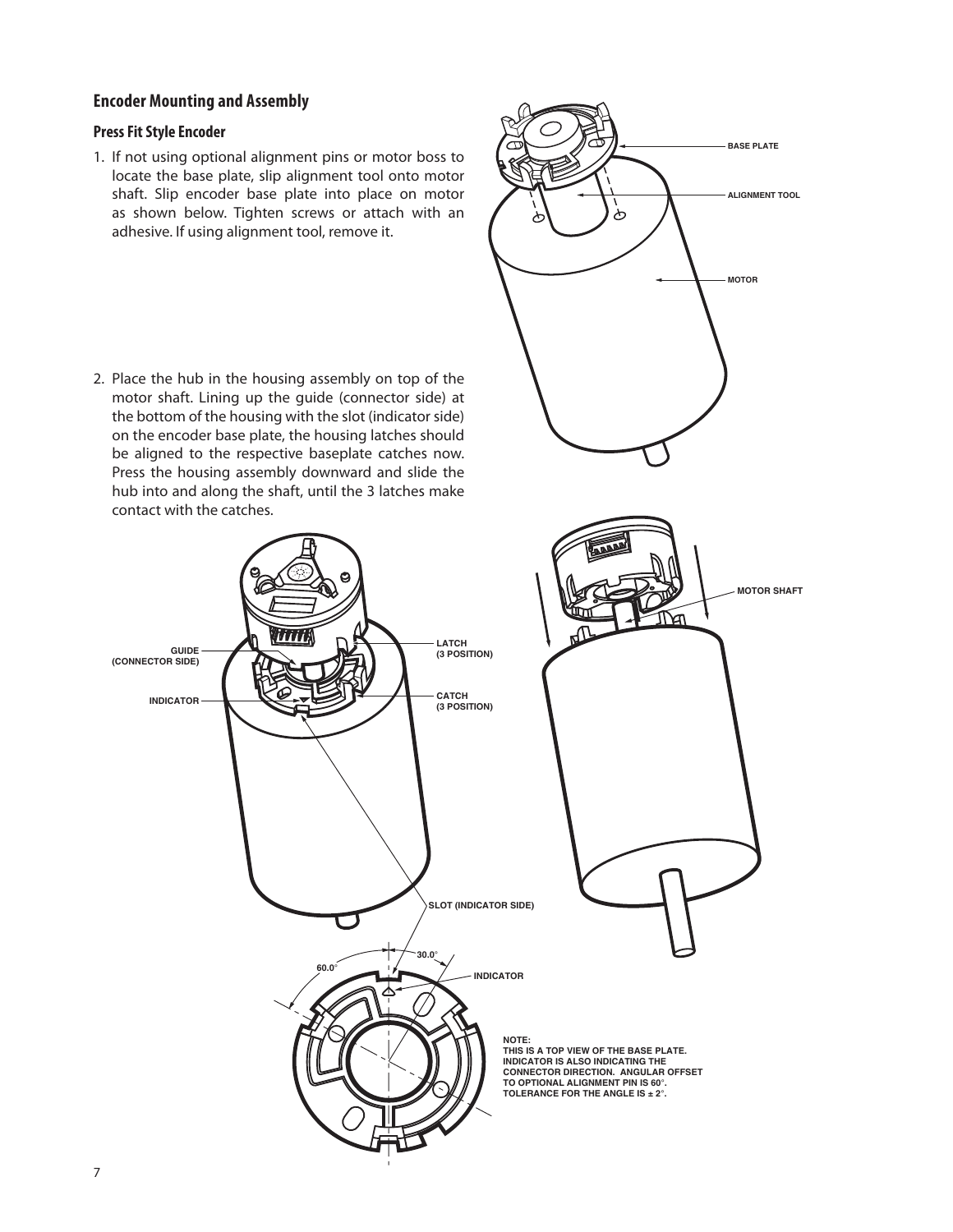## Encoder Mounting and Assembly

### Press Fit Style Encoder

1. If not using optional alignment pins or motor boss to locate the base plate, slip alignment tool onto motor shaft. Slip encoder base plate into place on motor as shown below. Tighten screws or attach with an adhesive. If using alignment tool, remove it.

BASE PLATE

ALIGNMENT TOOL

MOTOR

2. Place the hub in the housing assembly on top of the motor shaft. Lining up the guide (connector side) at the bottom of the housing with the slot (indicator side) on the encoder base plate, the housing latches should be aligned to the respective baseplate catches now. Press the housing assembly downward and slide the hub into and along the shaft, until the 3 latches make contact with the catches.

MOTOR SHAFT

GUIDE (CONNECTOR SIDE)

INDICATOR

LATCH (3 POSITION)

CATCH (3 POSITION)

SLOT (INDICATOR SIDE)

60.0°

30.0°

INDICATOR

NOTE:
THIS IS A TOP VIEW OF THE BASE PLATE. INDICATOR IS ALSO INDICATING THE CONNECTOR DIRECTION. ANGULAR OFFSET TO OPTIONAL ALIGNMENT PIN IS 60°. TOLERANCE FOR THE ANGLE IS ± 2°.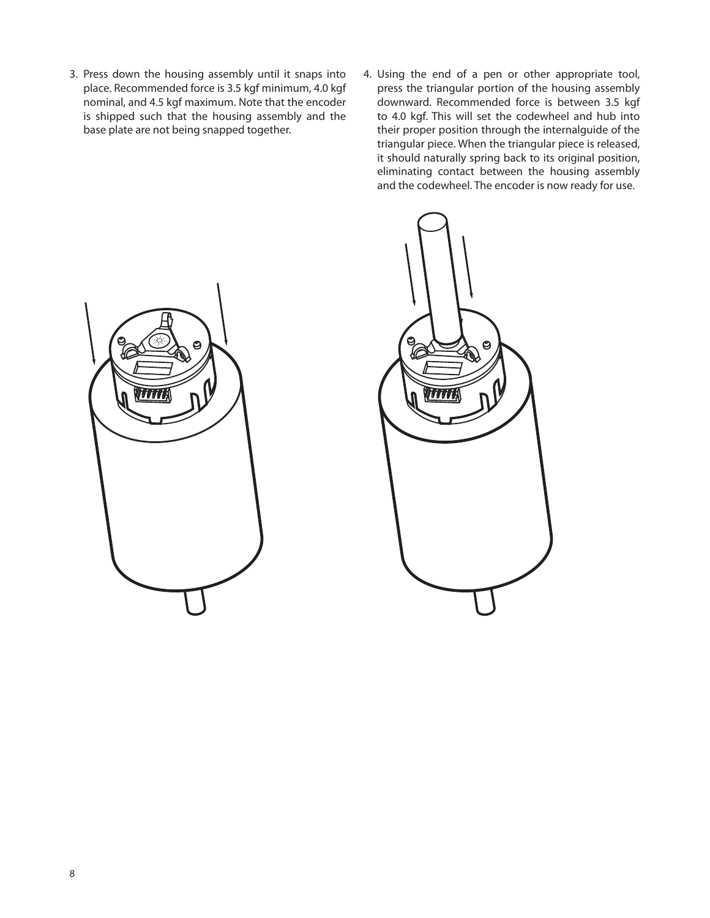3. Press down the housing assembly until it snaps into place. Recommended force is 3.5 kgf minimum, 4.0 kgf nominal, and 4.5 kgf maximum. Note that the encoder is shipped such that the housing assembly and the base plate are not being snapped together.

4. Using the end of a pen or other appropriate tool, press the triangular portion of the housing assembly downward. Recommended force is between 3.5 kgf to 4.0 kgf. This will set the codewheel and hub into their proper position through the internalguide of the triangular piece. When the triangular piece is released, it should naturally spring back to its original position, eliminating contact between the housing assembly and the codewheel. The encoder is now ready for use.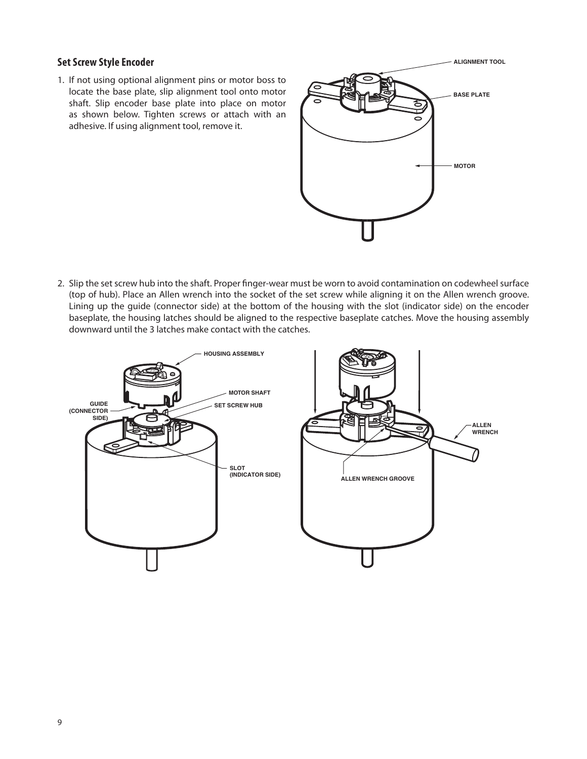## Set Screw Style Encoder

1. If not using optional alignment pins or motor boss to locate the base plate, slip alignment tool onto motor shaft. Slip encoder base plate into place on motor as shown below. Tighten screws or attach with an adhesive. If using alignment tool, remove it.

2. Slip the set screw hub into the shaft. Proper finger-wear must be worn to avoid contamination on codewheel surface (top of hub). Place an Allen wrench into the socket of the set screw while aligning it on the Allen wrench groove. Lining up the guide (connector side) at the bottom of the housing with the slot (indicator side) on the encoder baseplate, the housing latches should be aligned to the respective baseplate catches. Move the housing assembly downward until the 3 latches make contact with the catches.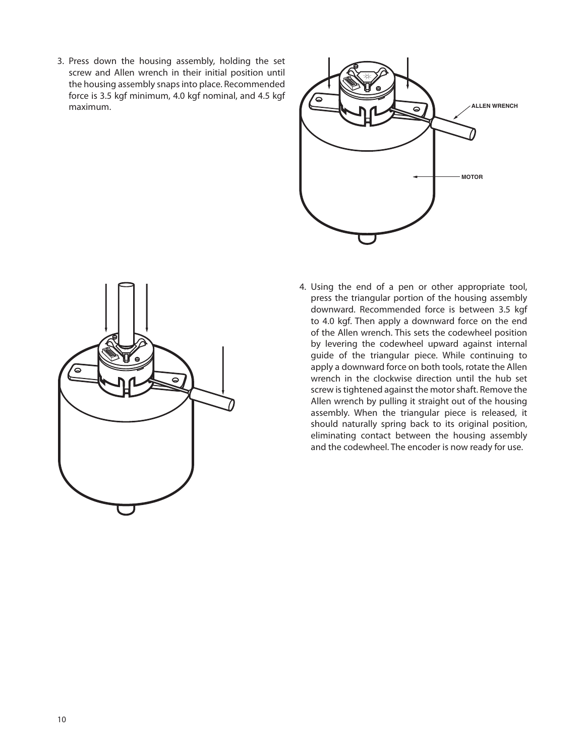3. Press down the housing assembly, holding the set screw and Allen wrench in their initial position until the housing assembly snaps into place. Recommended force is 3.5 kgf minimum, 4.0 kgf nominal, and 4.5 kgf maximum.

ALLEN WRENCH

MOTOR

4. Using the end of a pen or other appropriate tool, press the triangular portion of the housing assembly downward. Recommended force is between 3.5 kgf to 4.0 kgf. Then apply a downward force on the end of the Allen wrench. This sets the codewheel position by levering the codewheel upward against internal guide of the triangular piece. While continuing to apply a downward force on both tools, rotate the Allen wrench in the clockwise direction until the hub set screw is tightened against the motor shaft. Remove the Allen wrench by pulling it straight out of the housing assembly. When the triangular piece is released, it should naturally spring back to its original position, eliminating contact between the housing assembly and the codewheel. The encoder is now ready for use.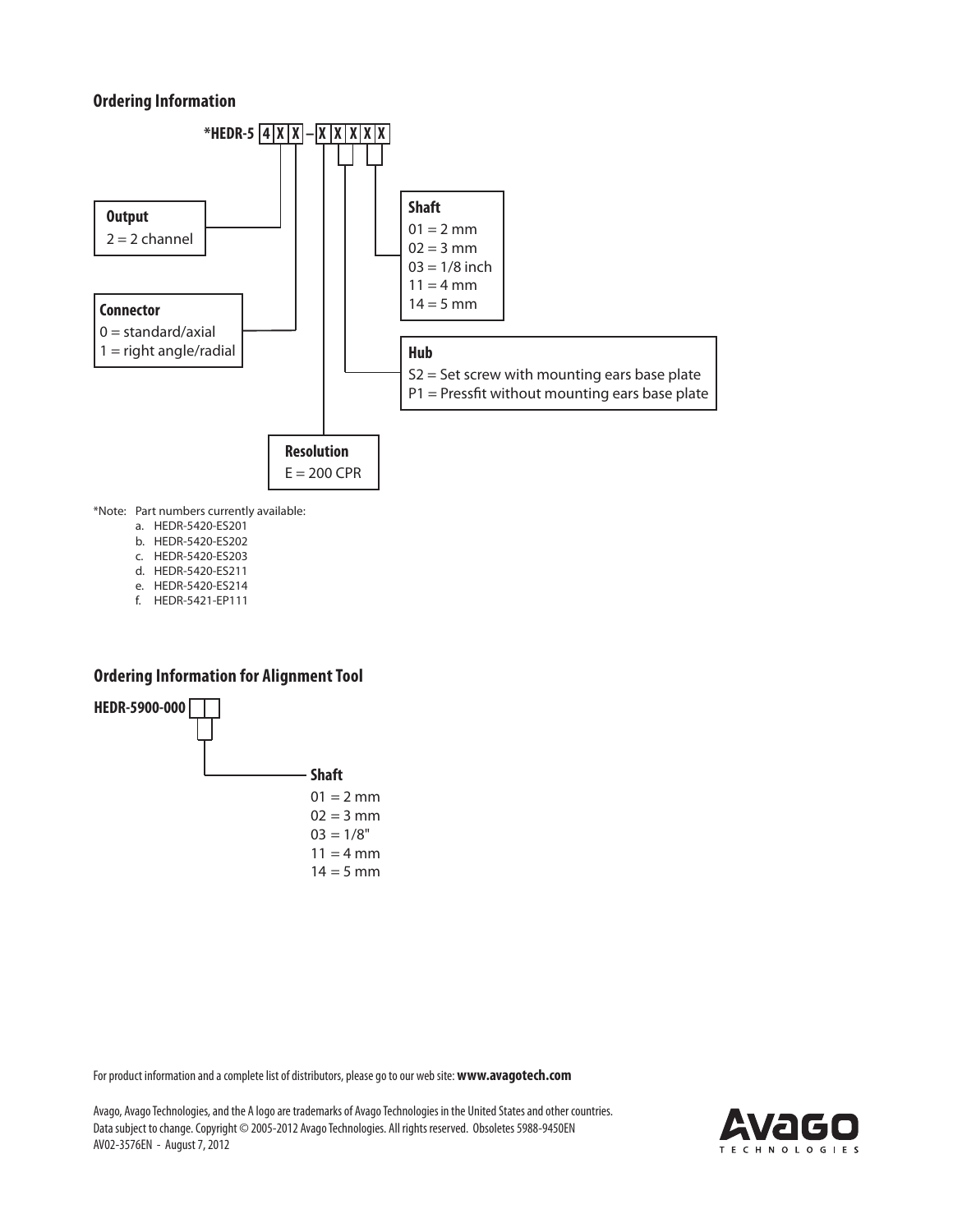## Ordering Information

*HEDR-5 4 X X – X X X X X

**Output**
2 = 2 channel

**Connector**
0 = standard/axial
1 = right angle/radial

**Resolution**
E = 200 CPR

**Hub**
S2 = Set screw with mounting ears base plate
P1 = Pressfit without mounting ears base plate

**Shaft**
01 = 2 mm
02 = 3 mm
03 = 1/8 inch
11 = 4 mm
14 = 5 mm

*Note: Part numbers currently available:

a. HEDR-5420-ES201
b. HEDR-5420-ES202
c. HEDR-5420-ES203
d. HEDR-5420-ES211
e. HEDR-5420-ES214
f. HEDR-5421-EP111

## Ordering Information for Alignment Tool

HEDR-5900-000 X X

**Shaft**
01 = 2 mm
02 = 3 mm
03 = 1/8"
11 = 4 mm
14 = 5 mm

For product information and a complete list of distributors, please go to our web site: **www.avagotech.com**

Avago, Avago Technologies, and the A logo are trademarks of Avago Technologies in the United States and other countries.
Data subject to change. Copyright © 2005-2012 Avago Technologies. All rights reserved. Obsoletes 5988-9450EN
AV02-3576EN - August 7, 2012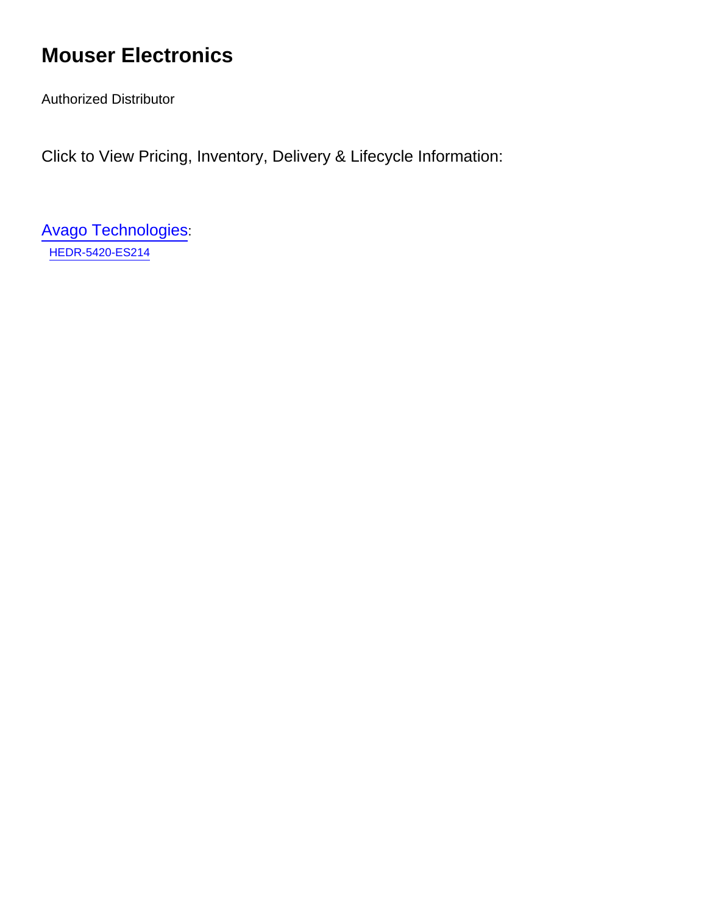# Mouser Electronics

Authorized Distributor

Click to View Pricing, Inventory, Delivery & Lifecycle Information:

Avago Technologies:

HEDR-5420-ES214